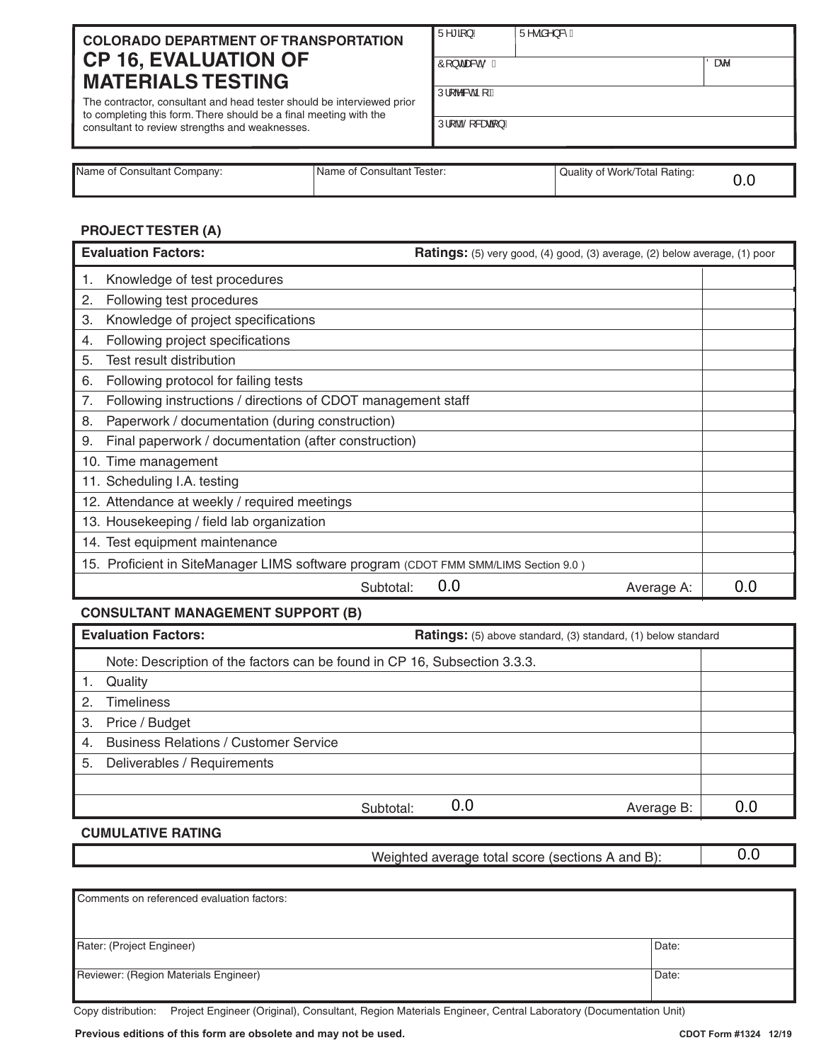# COLORADO DEPARTMENT OF TRANSPORTATION
# CP 16, EVALUATION OF MATERIALS TESTING

The contractor, consultant and head tester should be interviewed prior to completing this form. There should be a final meeting with the consultant to review strengths and weaknesses.

| Region: | Residency: | |
|---|---|---|
| Contract ID: | | Date |
| Project No.: | | |
| Project Location: | | |

| Name of Consultant Company: | Name of Consultant Tester: | Quality of Work/Total Rating: 0.0 |
|---|---|---|
| | | |

### PROJECT TESTER (A)

| Evaluation Factors: Ratings: (5) very good, (4) good, (3) average, (2) below average, (1) poor | |
|---|---|
| 1. Knowledge of test procedures | |
| 2. Following test procedures | |
| 3. Knowledge of project specifications | |
| 4. Following project specifications | |
| 5. Test result distribution | |
| 6. Following protocol for failing tests | |
| 7. Following instructions / directions of CDOT management staff | |
| 8. Paperwork / documentation (during construction) | |
| 9. Final paperwork / documentation (after construction) | |
| 10. Time management | |
| 11. Scheduling I.A. testing | |
| 12. Attendance at weekly / required meetings | |
| 13. Housekeeping / field lab organization | |
| 14. Test equipment maintenance | |
| 15. Proficient in SiteManager LIMS software program (CDOT FMM SMM/LIMS Section 9.0 ) | |
| Subtotal: 0.0 Average A: | 0.0 |

### CONSULTANT MANAGEMENT SUPPORT (B)

| Evaluation Factors: Ratings: (5) above standard, (3) standard, (1) below standard | |
|---|---|
| Note: Description of the factors can be found in CP 16, Subsection 3.3.3. | |
| 1. Quality | |
| 2. Timeliness | |
| 3. Price / Budget | |
| 4. Business Relations / Customer Service | |
| 5. Deliverables / Requirements | |
| | |
| Subtotal: 0.0 Average B: | 0.0 |

### CUMULATIVE RATING

| Weighted average total score (sections A and B): | 0.0 |
|---|---|

| Comments on referenced evaluation factors: | |
|---|---|
| Rater: (Project Engineer) | Date: |
| Reviewer: (Region Materials Engineer) | Date: |

Copy distribution: Project Engineer (Original), Consultant, Region Materials Engineer, Central Laboratory (Documentation Unit)

**Previous editions of this form are obsolete and may not be used.**

CDOT Form #1324 12/19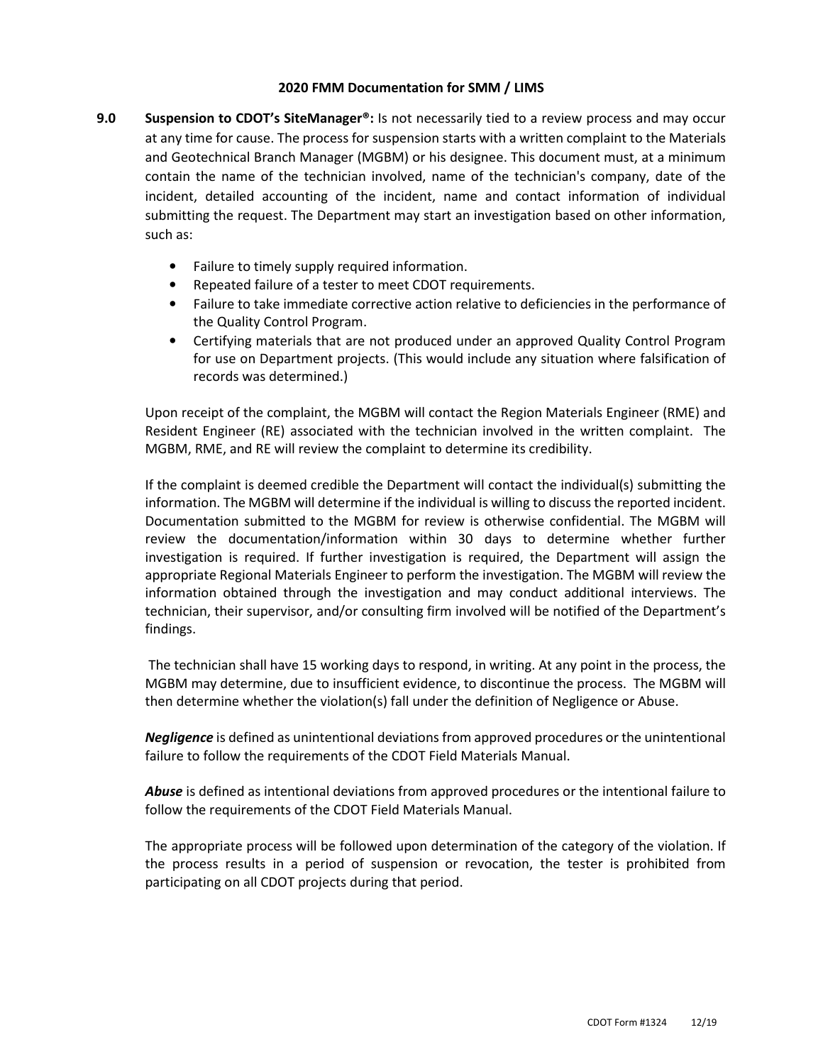**9.0 Suspension to CDOT's SiteManager®:** Is not necessarily tied to a review process and may occur at any time for cause. The process for suspension starts with a written complaint to the Materials and Geotechnical Branch Manager (MGBM) or his designee. This document must, at a minimum contain the name of the technician involved, name of the technician's company, date of the incident, detailed accounting of the incident, name and contact information of individual submitting the request. The Department may start an investigation based on other information, such as:

- Failure to timely supply required information.
- Repeated failure of a tester to meet CDOT requirements.
- Failure to take immediate corrective action relative to deficiencies in the performance of the Quality Control Program.
- Certifying materials that are not produced under an approved Quality Control Program for use on Department projects. (This would include any situation where falsification of records was determined.)

Upon receipt of the complaint, the MGBM will contact the Region Materials Engineer (RME) and Resident Engineer (RE) associated with the technician involved in the written complaint. The MGBM, RME, and RE will review the complaint to determine its credibility.

If the complaint is deemed credible the Department will contact the individual(s) submitting the information. The MGBM will determine if the individual is willing to discuss the reported incident. Documentation submitted to the MGBM for review is otherwise confidential. The MGBM will review the documentation/information within 30 days to determine whether further investigation is required. If further investigation is required, the Department will assign the appropriate Regional Materials Engineer to perform the investigation. The MGBM will review the information obtained through the investigation and may conduct additional interviews. The technician, their supervisor, and/or consulting firm involved will be notified of the Department's findings.

The technician shall have 15 working days to respond, in writing. At any point in the process, the MGBM may determine, due to insufficient evidence, to discontinue the process. The MGBM will then determine whether the violation(s) fall under the definition of Negligence or Abuse.

***Negligence*** is defined as unintentional deviations from approved procedures or the unintentional failure to follow the requirements of the CDOT Field Materials Manual.

***Abuse*** is defined as intentional deviations from approved procedures or the intentional failure to follow the requirements of the CDOT Field Materials Manual.

The appropriate process will be followed upon determination of the category of the violation. If the process results in a period of suspension or revocation, the tester is prohibited from participating on all CDOT projects during that period.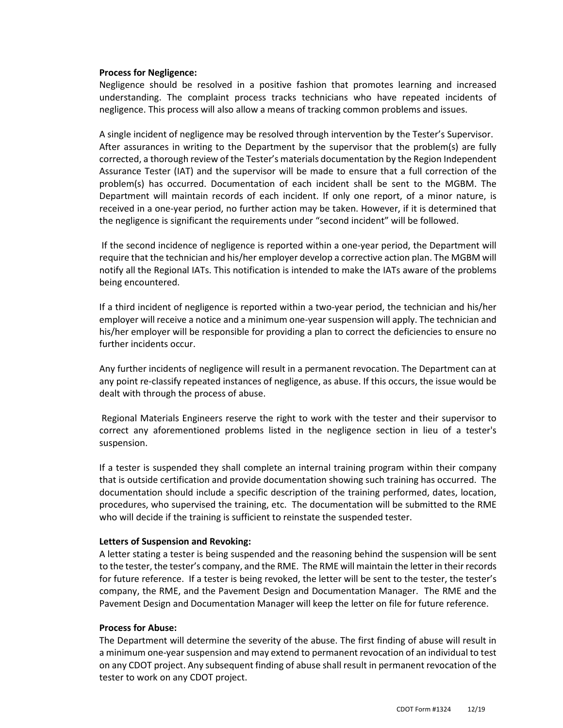**Process for Negligence:**
Negligence should be resolved in a positive fashion that promotes learning and increased understanding. The complaint process tracks technicians who have repeated incidents of negligence. This process will also allow a means of tracking common problems and issues.

A single incident of negligence may be resolved through intervention by the Tester's Supervisor. After assurances in writing to the Department by the supervisor that the problem(s) are fully corrected, a thorough review of the Tester's materials documentation by the Region Independent Assurance Tester (IAT) and the supervisor will be made to ensure that a full correction of the problem(s) has occurred. Documentation of each incident shall be sent to the MGBM. The Department will maintain records of each incident. If only one report, of a minor nature, is received in a one-year period, no further action may be taken. However, if it is determined that the negligence is significant the requirements under "second incident" will be followed.

If the second incidence of negligence is reported within a one-year period, the Department will require that the technician and his/her employer develop a corrective action plan. The MGBM will notify all the Regional IATs. This notification is intended to make the IATs aware of the problems being encountered.

If a third incident of negligence is reported within a two-year period, the technician and his/her employer will receive a notice and a minimum one-year suspension will apply. The technician and his/her employer will be responsible for providing a plan to correct the deficiencies to ensure no further incidents occur.

Any further incidents of negligence will result in a permanent revocation. The Department can at any point re-classify repeated instances of negligence, as abuse. If this occurs, the issue would be dealt with through the process of abuse.

Regional Materials Engineers reserve the right to work with the tester and their supervisor to correct any aforementioned problems listed in the negligence section in lieu of a tester's suspension.

If a tester is suspended they shall complete an internal training program within their company that is outside certification and provide documentation showing such training has occurred. The documentation should include a specific description of the training performed, dates, location, procedures, who supervised the training, etc. The documentation will be submitted to the RME who will decide if the training is sufficient to reinstate the suspended tester.

**Letters of Suspension and Revoking:**
A letter stating a tester is being suspended and the reasoning behind the suspension will be sent to the tester, the tester's company, and the RME. The RME will maintain the letter in their records for future reference. If a tester is being revoked, the letter will be sent to the tester, the tester's company, the RME, and the Pavement Design and Documentation Manager. The RME and the Pavement Design and Documentation Manager will keep the letter on file for future reference.

**Process for Abuse:**
The Department will determine the severity of the abuse. The first finding of abuse will result in a minimum one-year suspension and may extend to permanent revocation of an individual to test on any CDOT project. Any subsequent finding of abuse shall result in permanent revocation of the tester to work on any CDOT project.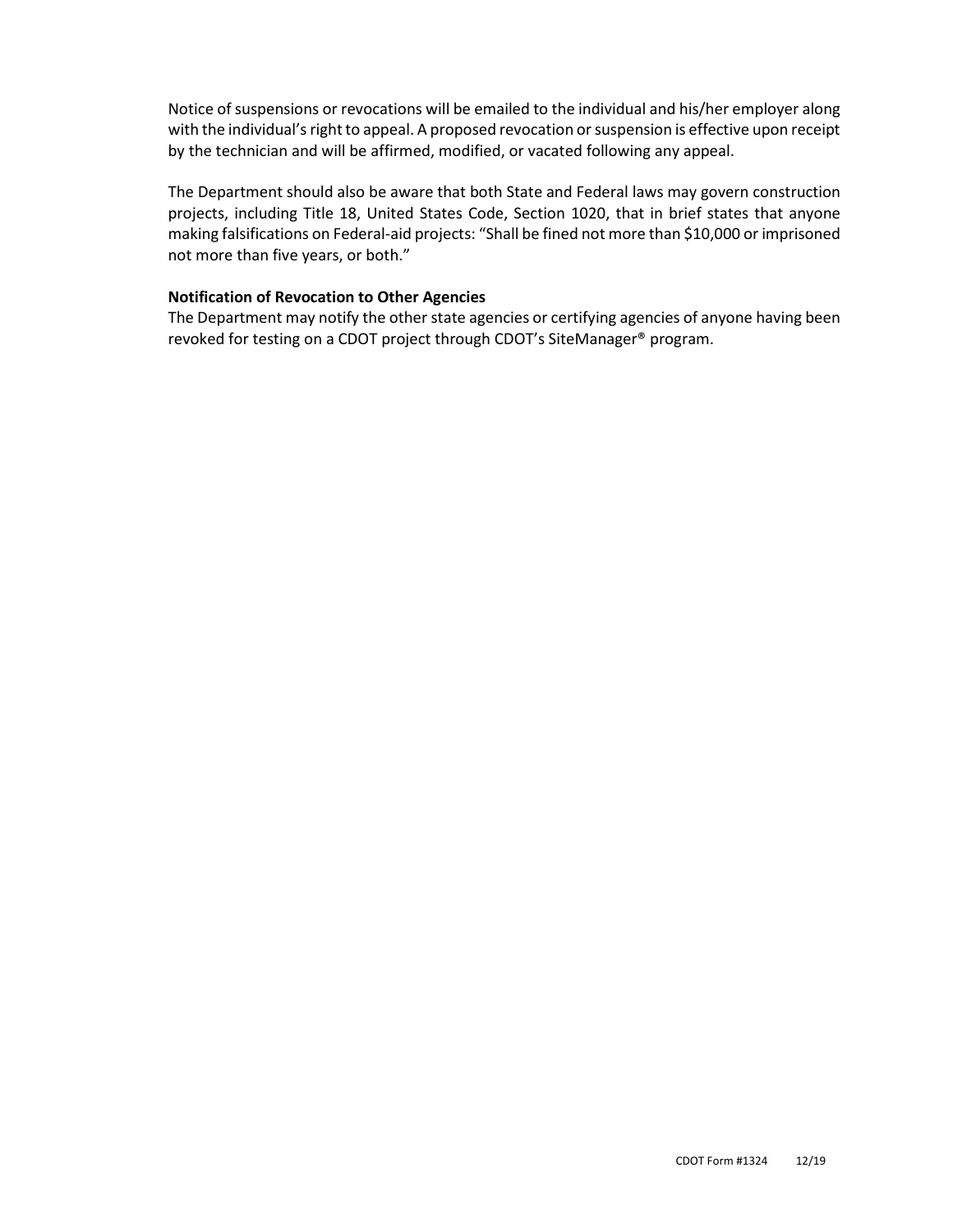Notice of suspensions or revocations will be emailed to the individual and his/her employer along with the individual's right to appeal. A proposed revocation or suspension is effective upon receipt by the technician and will be affirmed, modified, or vacated following any appeal.

The Department should also be aware that both State and Federal laws may govern construction projects, including Title 18, United States Code, Section 1020, that in brief states that anyone making falsifications on Federal-aid projects: "Shall be fined not more than $10,000 or imprisoned not more than five years, or both."

**Notification of Revocation to Other Agencies**

The Department may notify the other state agencies or certifying agencies of anyone having been revoked for testing on a CDOT project through CDOT's SiteManager® program.